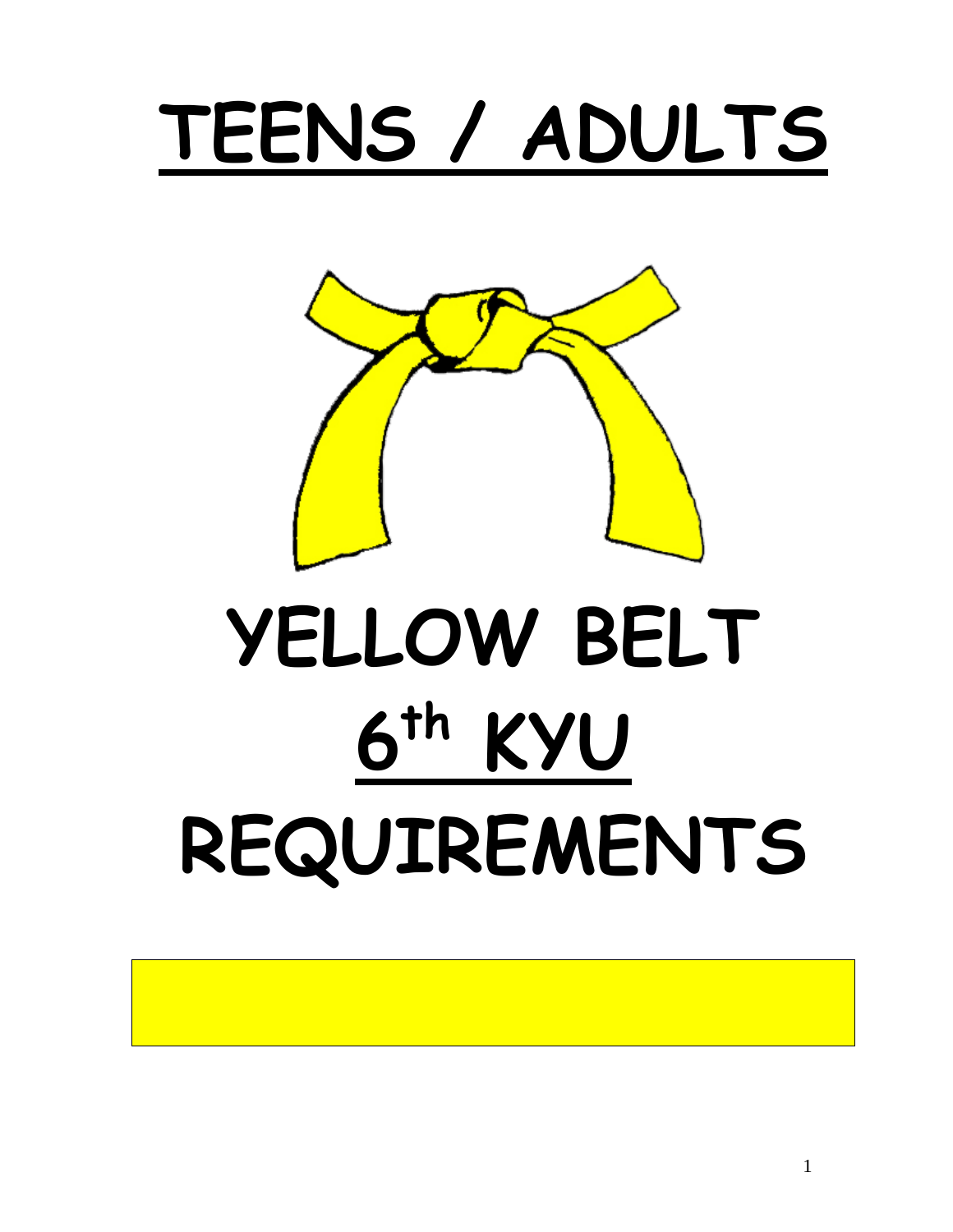# TEENS / ADULTS

# YELLOW BELT

# 6th KYU

# REQUIREMENTS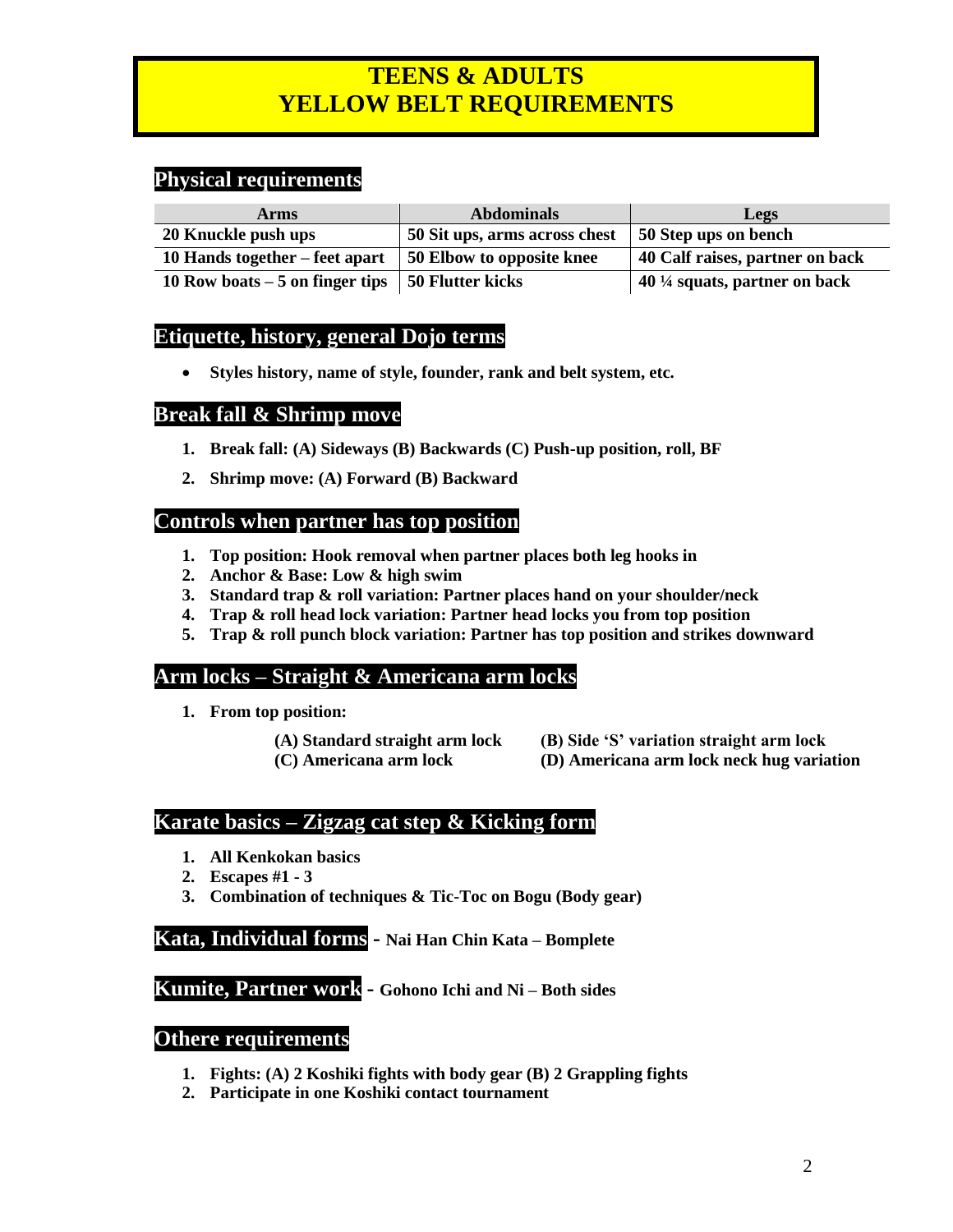# TEENS & ADULTS
# YELLOW BELT REQUIREMENTS

## Physical requirements

| Arms | Abdominals | Legs |
|---|---|---|
| 20 Knuckle push ups | 50 Sit ups, arms across chest | 50 Step ups on bench |
| 10 Hands together – feet apart | 50 Elbow to opposite knee | 40 Calf raises, partner on back |
| 10 Row boats – 5 on finger tips | 50 Flutter kicks | 40 ¼ squats, partner on back |

## Etiquette, history, general Dojo terms

- **Styles history, name of style, founder, rank and belt system, etc.**

## Break fall & Shrimp move

1. **Break fall: (A) Sideways (B) Backwards (C) Push-up position, roll, BF**
2. **Shrimp move: (A) Forward (B) Backward**

## Controls when partner has top position

1. **Top position: Hook removal when partner places both leg hooks in**
2. **Anchor & Base: Low & high swim**
3. **Standard trap & roll variation: Partner places hand on your shoulder/neck**
4. **Trap & roll head lock variation: Partner head locks you from top position**
5. **Trap & roll punch block variation: Partner has top position and strikes downward**

## Arm locks – Straight & Americana arm locks

1. **From top position:**

   **(A) Standard straight arm lock**
   **(B) Side 'S' variation straight arm lock**
   **(C) Americana arm lock**
   **(D) Americana arm lock neck hug variation**

## Karate basics – Zigzag cat step & Kicking form

1. **All Kenkokan basics**
2. **Escapes #1 - 3**
3. **Combination of techniques & Tic-Toc on Bogu (Body gear)**

## Kata, Individual forms - Nai Han Chin Kata – Bomplete

## Kumite, Partner work - Gohono Ichi and Ni – Both sides

## Othere requirements

1. **Fights: (A) 2 Koshiki fights with body gear (B) 2 Grappling fights**
2. **Participate in one Koshiki contact tournament**